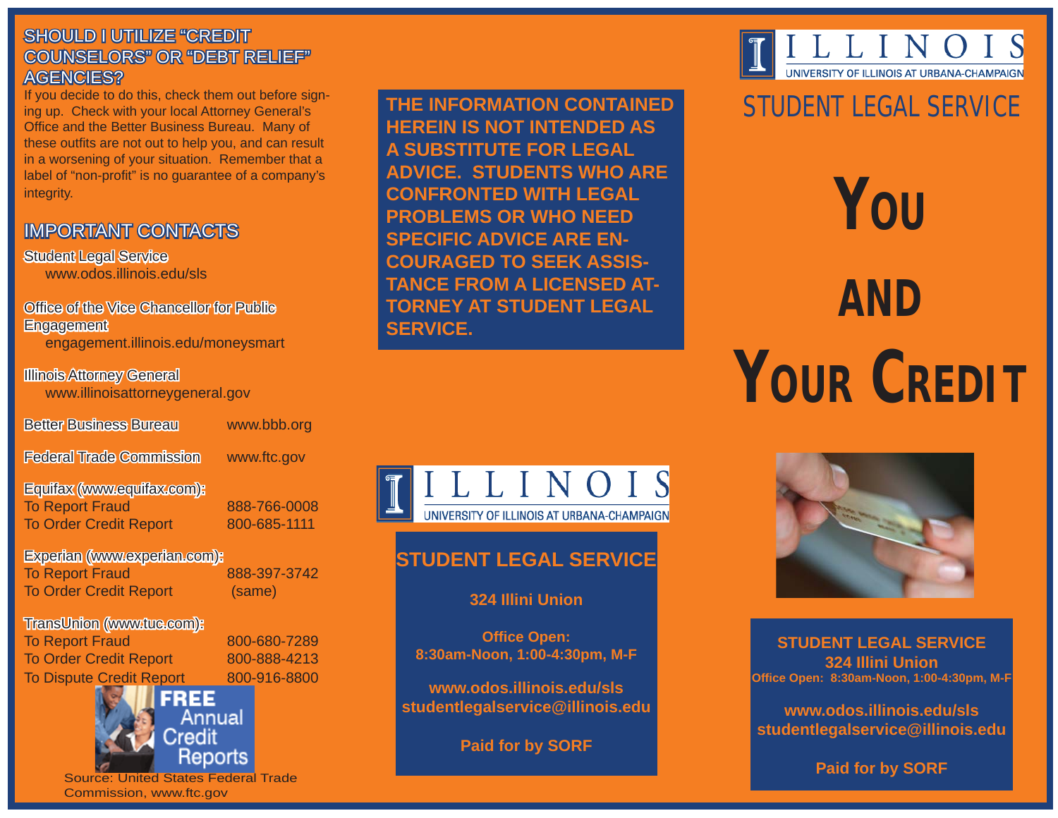## SHOULD I UTILIZE "CREDIT COUNSELORS" OR "DEBT RELIEF" AGENCIES?

If you decide to do this, check them out before signing up. Check with your local Attorney General's Office and the Better Business Bureau. Many of these outfits are not out to help you, and can result in a worsening of your situation. Remember that a label of "non-profit" is no guarantee of a company's integrity.

## IMPORTANT CONTACTS

Student Legal Service
www.odos.illinois.edu/sls

Office of the Vice Chancellor for Public Engagement
engagement.illinois.edu/moneysmart

Illinois Attorney General
www.illinoisattorneygeneral.gov

Better Business Bureau — www.bbb.org

Federal Trade Commission — www.ftc.gov

Equifax (www.equifax.com):
To Report Fraud — 888-766-0008
To Order Credit Report — 800-685-1111

Experian (www.experian.com):
To Report Fraud — 888-397-3742
To Order Credit Report — (same)

TransUnion (www.tuc.com):
To Report Fraud — 800-680-7289
To Order Credit Report — 800-888-4213
To Dispute Credit Report — 800-916-8800

FREE Annual Credit Reports

Source: United States Federal Trade Commission, www.ftc.gov

**THE INFORMATION CONTAINED HEREIN IS NOT INTENDED AS A SUBSTITUTE FOR LEGAL ADVICE. STUDENTS WHO ARE CONFRONTED WITH LEGAL PROBLEMS OR WHO NEED SPECIFIC ADVICE ARE ENCOURAGED TO SEEK ASSISTANCE FROM A LICENSED ATTORNEY AT STUDENT LEGAL SERVICE.**

ILLINOIS
UNIVERSITY OF ILLINOIS AT URBANA-CHAMPAIGN

**STUDENT LEGAL SERVICE**

**324 Illini Union**

**Office Open:
8:30am-Noon, 1:00-4:30pm, M-F**

**www.odos.illinois.edu/sls
studentlegalservice@illinois.edu**

**Paid for by SORF**

ILLINOIS
UNIVERSITY OF ILLINOIS AT URBANA-CHAMPAIGN

# STUDENT LEGAL SERVICE

# YOU AND YOUR CREDIT

**STUDENT LEGAL SERVICE
324 Illini Union
Office Open: 8:30am-Noon, 1:00-4:30pm, M-F**

**www.odos.illinois.edu/sls
studentlegalservice@illinois.edu**

**Paid for by SORF**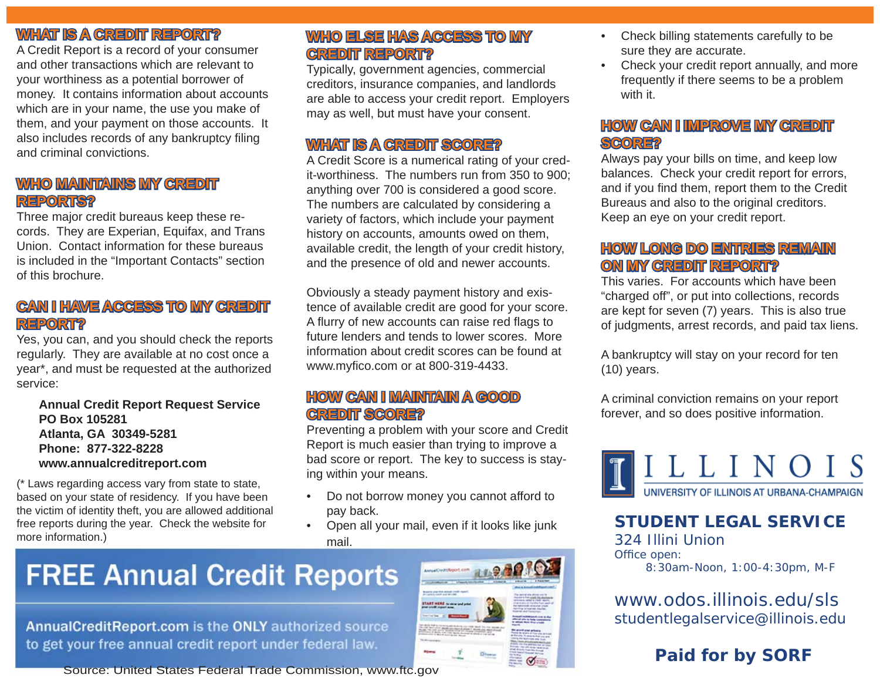## WHAT IS A CREDIT REPORT?

A Credit Report is a record of your consumer and other transactions which are relevant to your worthiness as a potential borrower of money. It contains information about accounts which are in your name, the use you make of them, and your payment on those accounts. It also includes records of any bankruptcy filing and criminal convictions.

## WHO MAINTAINS MY CREDIT REPORTS?

Three major credit bureaus keep these records. They are Experian, Equifax, and Trans Union. Contact information for these bureaus is included in the "Important Contacts" section of this brochure.

## CAN I HAVE ACCESS TO MY CREDIT REPORT?

Yes, you can, and you should check the reports regularly. They are available at no cost once a year*, and must be requested at the authorized service:

**Annual Credit Report Request Service**
**PO Box 105281**
**Atlanta, GA 30349-5281**
**Phone: 877-322-8228**
**www.annualcreditreport.com**

(* Laws regarding access vary from state to state, based on your state of residency. If you have been the victim of identity theft, you are allowed additional free reports during the year. Check the website for more information.)

## WHO ELSE HAS ACCESS TO MY CREDIT REPORT?

Typically, government agencies, commercial creditors, insurance companies, and landlords are able to access your credit report. Employers may as well, but must have your consent.

## WHAT IS A CREDIT SCORE?

A Credit Score is a numerical rating of your credit-worthiness. The numbers run from 350 to 900; anything over 700 is considered a good score. The numbers are calculated by considering a variety of factors, which include your payment history on accounts, amounts owed on them, available credit, the length of your credit history, and the presence of old and newer accounts.

Obviously a steady payment history and existence of available credit are good for your score. A flurry of new accounts can raise red flags to future lenders and tends to lower scores. More information about credit scores can be found at www.myfico.com or at 800-319-4433.

## HOW CAN I MAINTAIN A GOOD CREDIT SCORE?

Preventing a problem with your score and Credit Report is much easier than trying to improve a bad score or report. The key to success is staying within your means.

- Do not borrow money you cannot afford to pay back.
- Open all your mail, even if it looks like junk mail.
- Check billing statements carefully to be sure they are accurate.
- Check your credit report annually, and more frequently if there seems to be a problem with it.

## HOW CAN I IMPROVE MY CREDIT SCORE?

Always pay your bills on time, and keep low balances. Check your credit report for errors, and if you find them, report them to the Credit Bureaus and also to the original creditors. Keep an eye on your credit report.

## HOW LONG DO ENTRIES REMAIN ON MY CREDIT REPORT?

This varies. For accounts which have been "charged off", or put into collections, records are kept for seven (7) years. This is also true of judgments, arrest records, and paid tax liens.

A bankruptcy will stay on your record for ten (10) years.

A criminal conviction remains on your report forever, and so does positive information.

**FREE Annual Credit Reports**

AnnualCreditReport.com is the **ONLY** authorized source to get your free annual credit report under federal law.

Source: United States Federal Trade Commission, www.ftc.gov

ILLINOIS
UNIVERSITY OF ILLINOIS AT URBANA-CHAMPAIGN

**STUDENT LEGAL SERVICE**
324 Illini Union
Office open:
8:30am-Noon, 1:00-4:30pm, M-F

www.odos.illinois.edu/sls
studentlegalservice@illinois.edu

**Paid for by SORF**